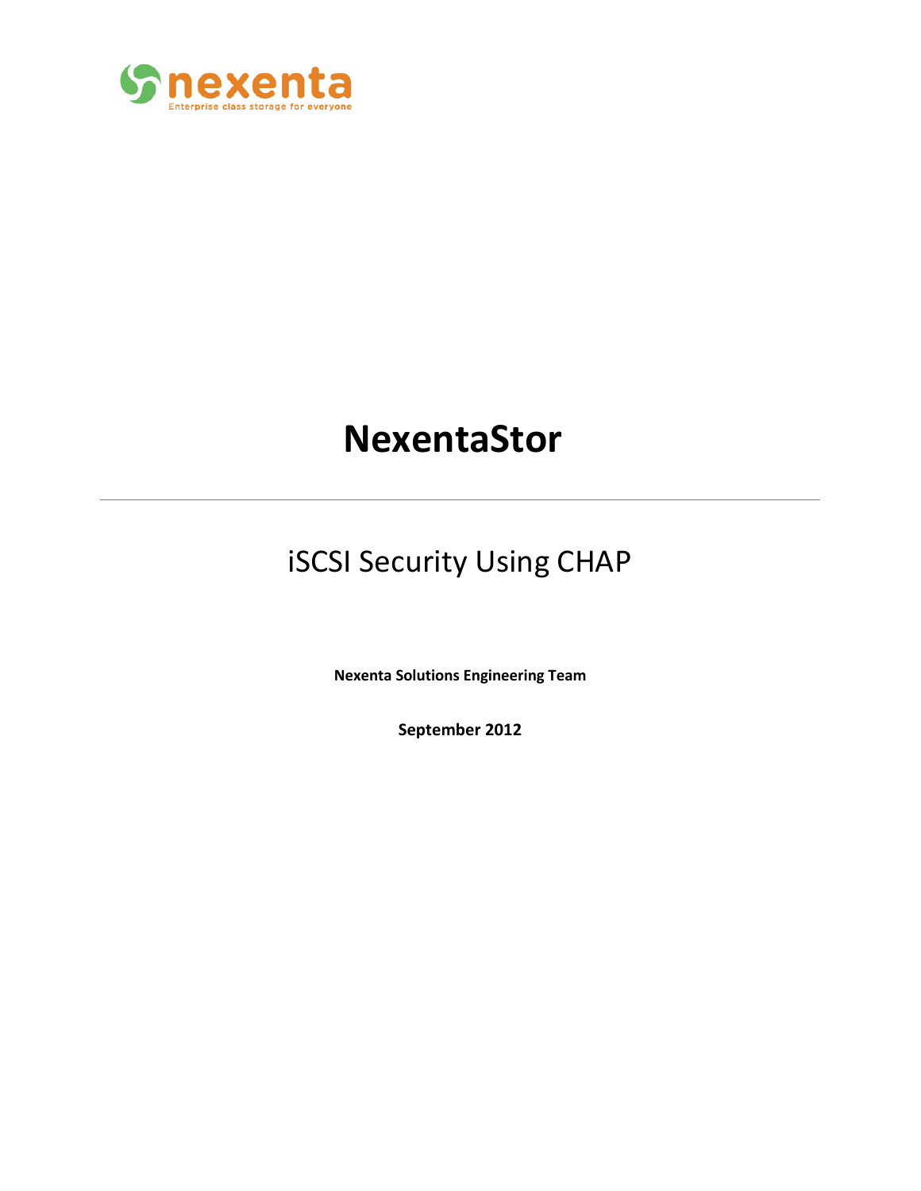nexenta

Enterprise class storage for everyone

# NexentaStor

---

## iSCSI Security Using CHAP

**Nexenta Solutions Engineering Team**

**September 2012**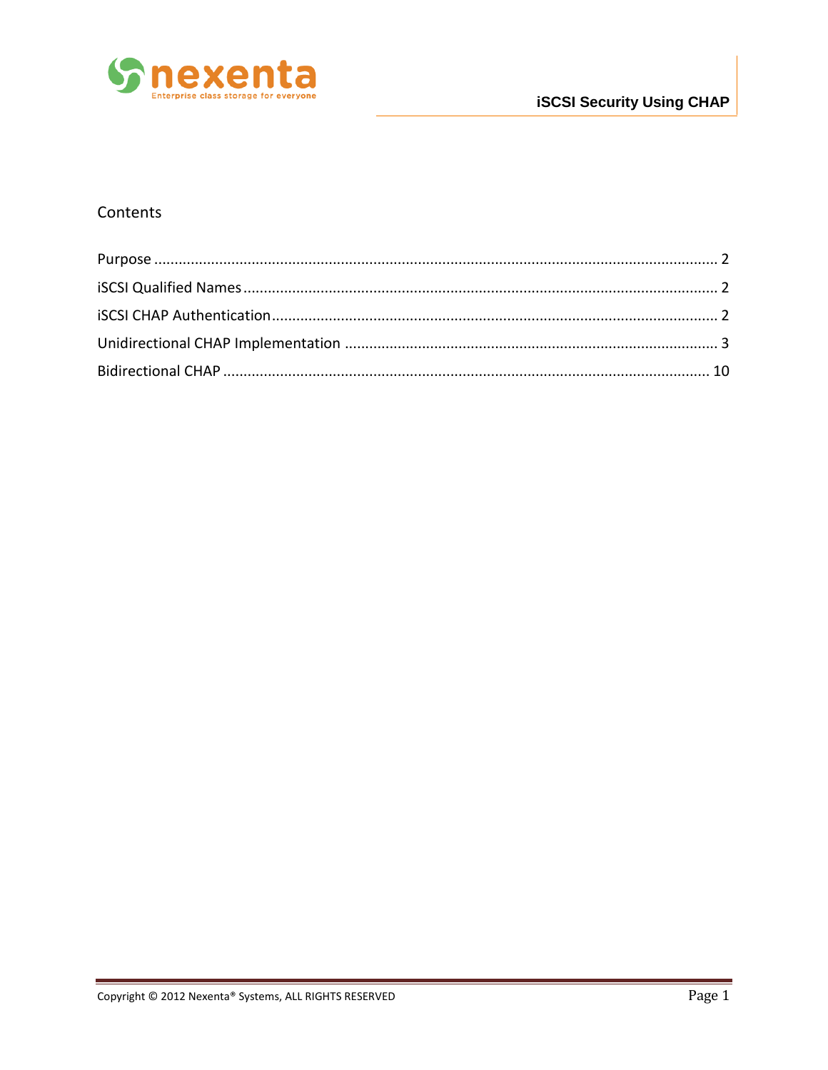## Contents

Purpose ........................................................................................................................................ 2

iSCSI Qualified Names .................................................................................................................. 2

iSCSI CHAP Authentication ........................................................................................................... 2

Unidirectional CHAP Implementation .......................................................................................... 3

Bidirectional CHAP ..................................................................................................................... 10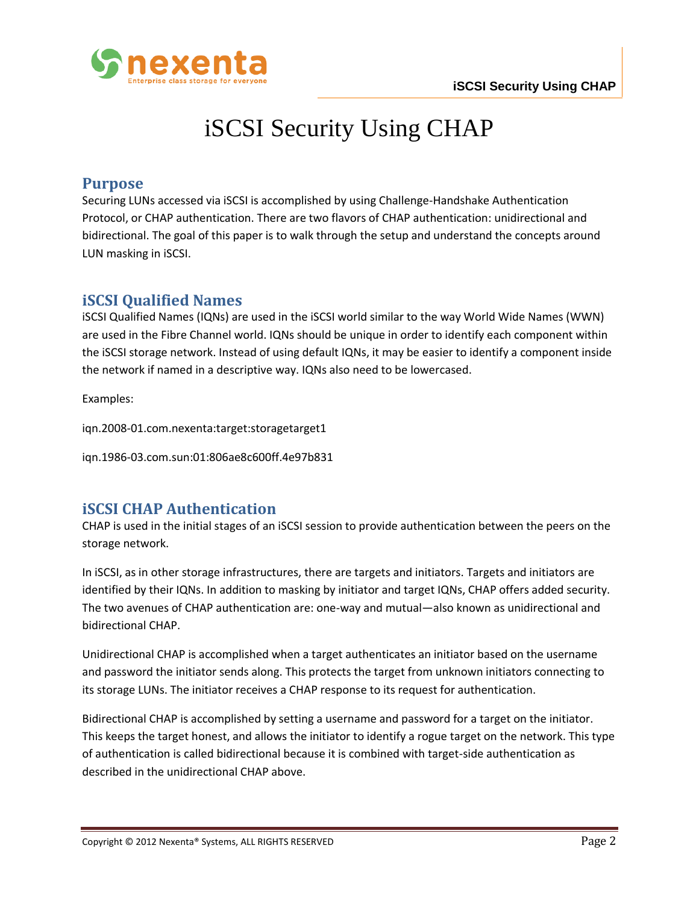# iSCSI Security Using CHAP

## Purpose

Securing LUNs accessed via iSCSI is accomplished by using Challenge-Handshake Authentication Protocol, or CHAP authentication. There are two flavors of CHAP authentication: unidirectional and bidirectional. The goal of this paper is to walk through the setup and understand the concepts around LUN masking in iSCSI.

## iSCSI Qualified Names

iSCSI Qualified Names (IQNs) are used in the iSCSI world similar to the way World Wide Names (WWN) are used in the Fibre Channel world. IQNs should be unique in order to identify each component within the iSCSI storage network. Instead of using default IQNs, it may be easier to identify a component inside the network if named in a descriptive way. IQNs also need to be lowercased.

Examples:

iqn.2008-01.com.nexenta:target:storagetarget1

iqn.1986-03.com.sun:01:806ae8c600ff.4e97b831

## iSCSI CHAP Authentication

CHAP is used in the initial stages of an iSCSI session to provide authentication between the peers on the storage network.

In iSCSI, as in other storage infrastructures, there are targets and initiators. Targets and initiators are identified by their IQNs. In addition to masking by initiator and target IQNs, CHAP offers added security. The two avenues of CHAP authentication are: one-way and mutual—also known as unidirectional and bidirectional CHAP.

Unidirectional CHAP is accomplished when a target authenticates an initiator based on the username and password the initiator sends along. This protects the target from unknown initiators connecting to its storage LUNs. The initiator receives a CHAP response to its request for authentication.

Bidirectional CHAP is accomplished by setting a username and password for a target on the initiator. This keeps the target honest, and allows the initiator to identify a rogue target on the network. This type of authentication is called bidirectional because it is combined with target-side authentication as described in the unidirectional CHAP above.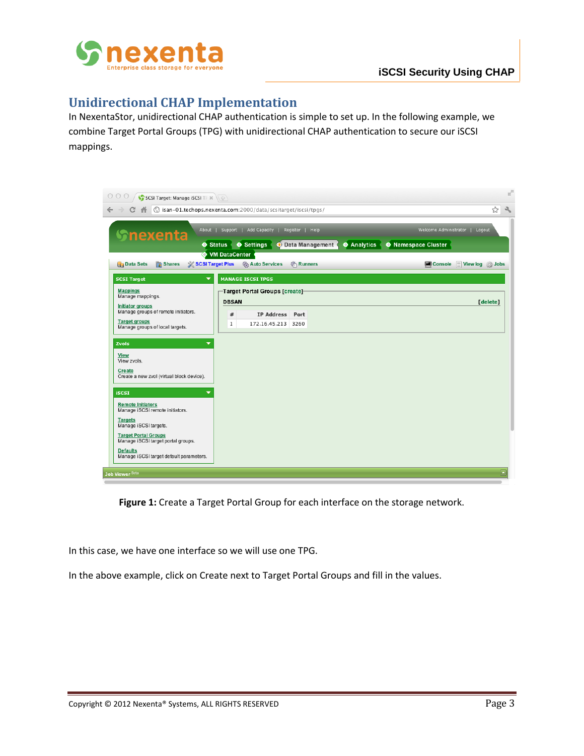## Unidirectional CHAP Implementation

In NexentaStor, unidirectional CHAP authentication is simple to set up. In the following example, we combine Target Portal Groups (TPG) with unidirectional CHAP authentication to secure our iSCSI mappings.

**Figure 1:** Create a Target Portal Group for each interface on the storage network.

In this case, we have one interface so we will use one TPG.

In the above example, click on Create next to Target Portal Groups and fill in the values.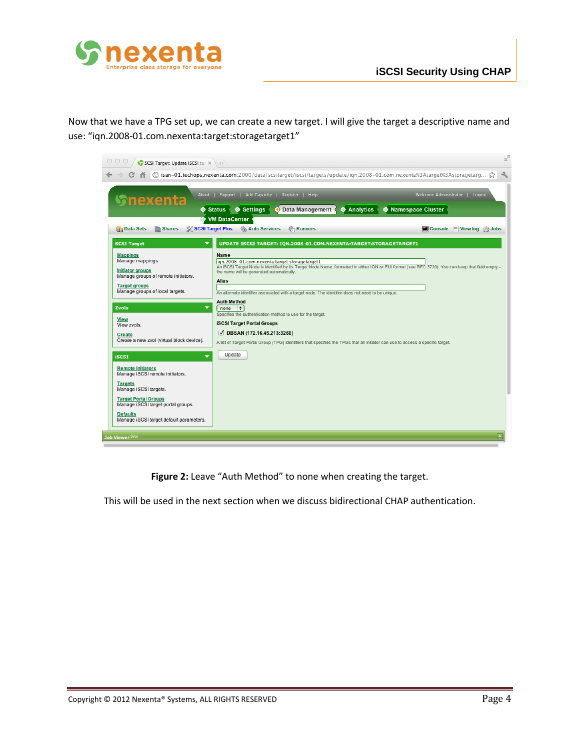Now that we have a TPG set up, we can create a new target. I will give the target a descriptive name and use: “iqn.2008-01.com.nexenta:target:storagetarget1”

**Figure 2:** Leave “Auth Method” to none when creating the target.

This will be used in the next section when we discuss bidirectional CHAP authentication.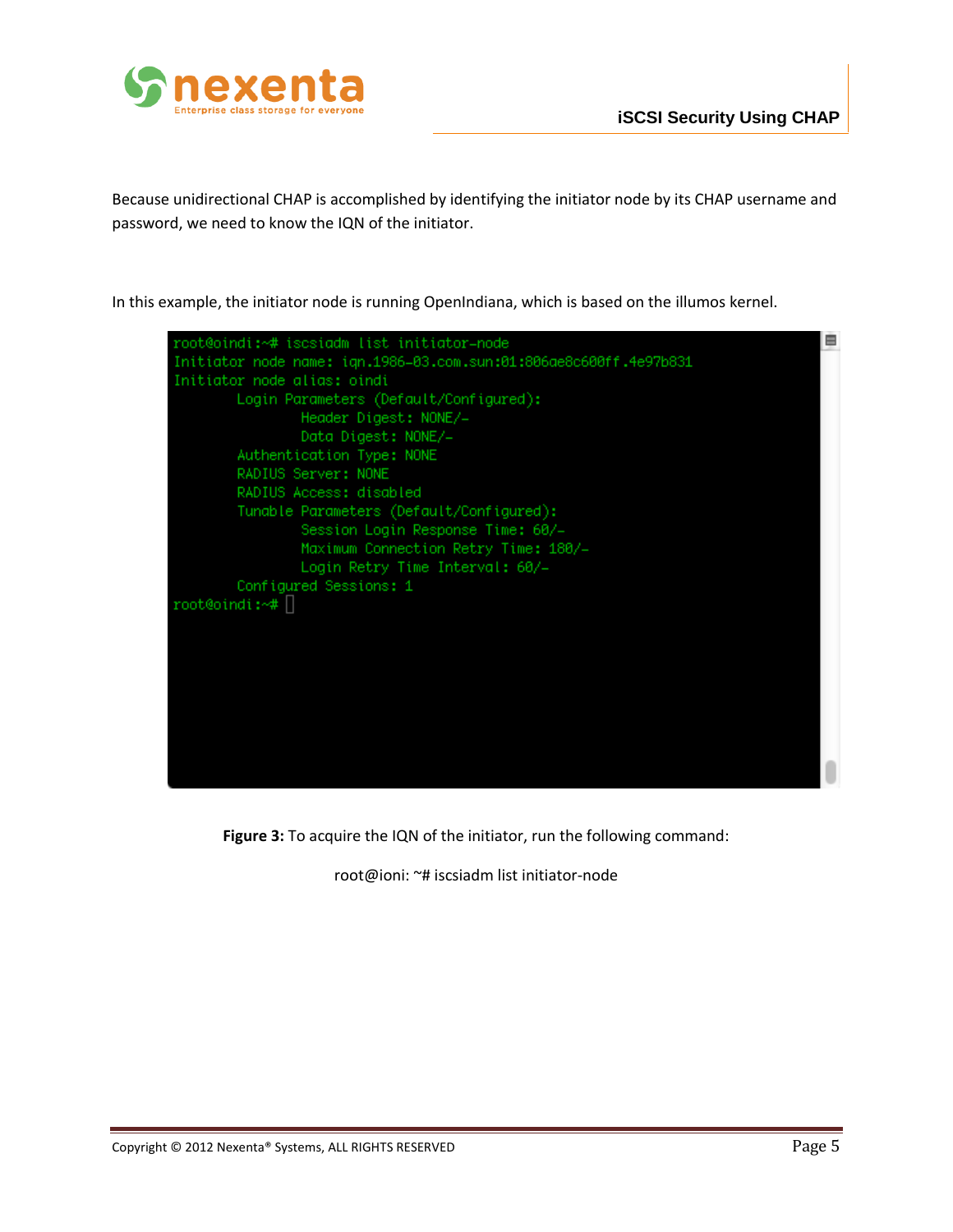Because unidirectional CHAP is accomplished by identifying the initiator node by its CHAP username and password, we need to know the IQN of the initiator.

In this example, the initiator node is running OpenIndiana, which is based on the illumos kernel.

```
root@oindi:~# iscsiadm list initiator-node
Initiator node name: iqn.1986-03.com.sun:01:806ae8c600ff.4e97b831
Initiator node alias: oindi
        Login Parameters (Default/Configured):
                Header Digest: NONE/-
                Data Digest: NONE/-
        Authentication Type: NONE
        RADIUS Server: NONE
        RADIUS Access: disabled
        Tunable Parameters (Default/Configured):
                Session Login Response Time: 60/-
                Maximum Connection Retry Time: 180/-
                Login Retry Time Interval: 60/-
        Configured Sessions: 1
root@oindi:~#
```

**Figure 3:** To acquire the IQN of the initiator, run the following command:

root@ioni: ~# iscsiadm list initiator-node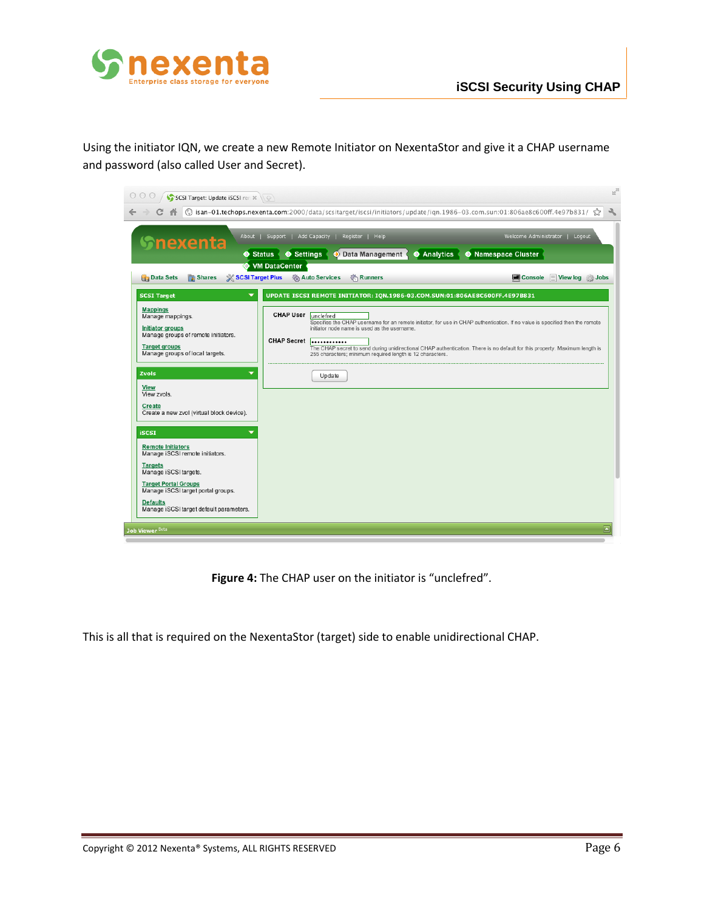Using the initiator IQN, we create a new Remote Initiator on NexentaStor and give it a CHAP username and password (also called User and Secret).

**Figure 4:** The CHAP user on the initiator is “unclefred”.

This is all that is required on the NexentaStor (target) side to enable unidirectional CHAP.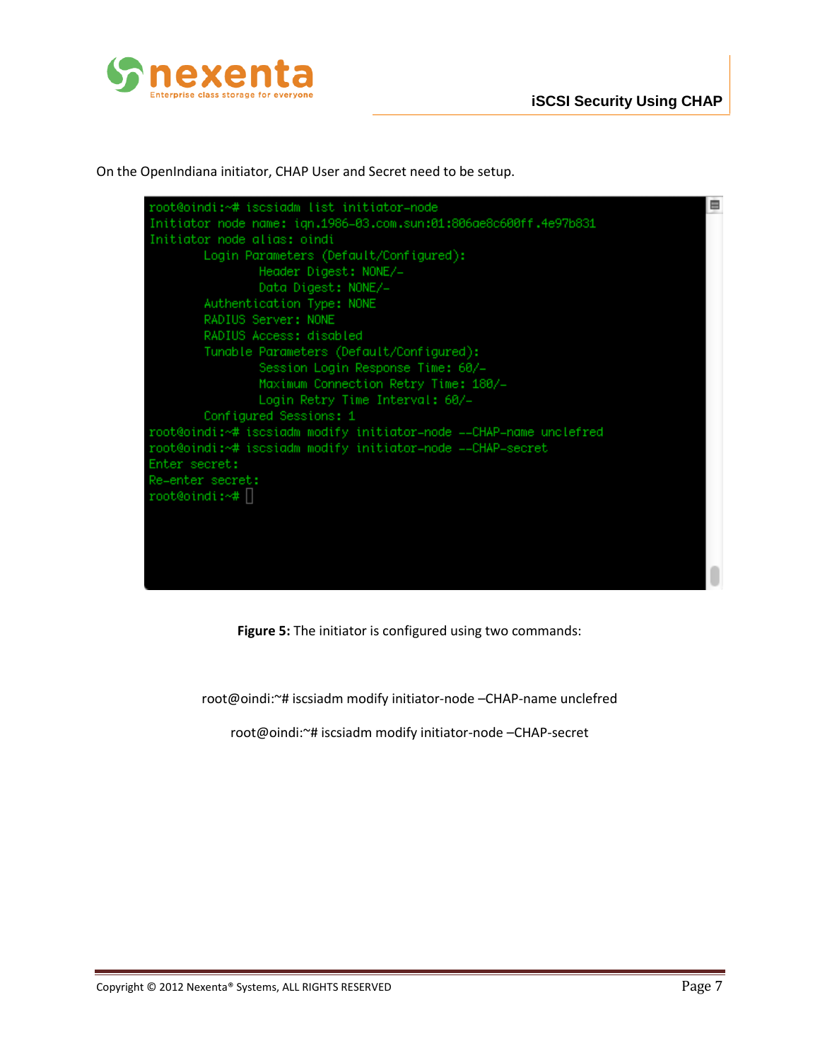On the OpenIndiana initiator, CHAP User and Secret need to be setup.

```
root@oindi:~# iscsiadm list initiator-node
Initiator node name: iqn.1986-03.com.sun:01:806ae8c600ff.4e97b831
Initiator node alias: oindi
        Login Parameters (Default/Configured):
                Header Digest: NONE/-
                Data Digest: NONE/-
        Authentication Type: NONE
        RADIUS Server: NONE
        RADIUS Access: disabled
        Tunable Parameters (Default/Configured):
                Session Login Response Time: 60/-
                Maximum Connection Retry Time: 180/-
                Login Retry Time Interval: 60/-
        Configured Sessions: 1
root@oindi:~# iscsiadm modify initiator-node --CHAP-name unclefred
root@oindi:~# iscsiadm modify initiator-node --CHAP-secret
Enter secret:
Re-enter secret:
root@oindi:~#
```

**Figure 5:** The initiator is configured using two commands:

root@oindi:~# iscsiadm modify initiator-node –CHAP-name unclefred

root@oindi:~# iscsiadm modify initiator-node –CHAP-secret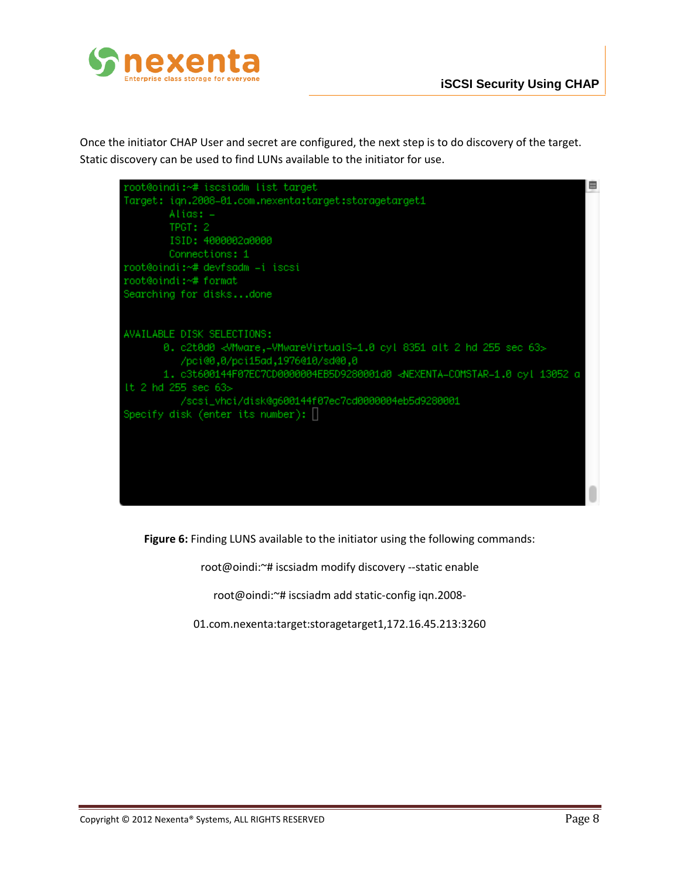Once the initiator CHAP User and secret are configured, the next step is to do discovery of the target. Static discovery can be used to find LUNs available to the initiator for use.

```
root@oindi:~# iscsiadm list target
Target: iqn.2008-01.com.nexenta:target:storagetarget1
        Alias: -
        TPGT: 2
        ISID: 4000002a0000
        Connections: 1
root@oindi:~# devfsadm -i iscsi
root@oindi:~# format
Searching for disks...done


AVAILABLE DISK SELECTIONS:
       0. c2t0d0 <VMware,-VMwareVirtualS-1.0 cyl 8351 alt 2 hd 255 sec 63>
          /pci@0,0/pci15ad,1976@10/sd@0,0
       1. c3t600144F07EC7CD0000004EB5D9280001d0 <NEXENTA-COMSTAR-1.0 cyl 13052 a
lt 2 hd 255 sec 63>
          /scsi_vhci/disk@g600144f07ec7cd0000004eb5d9280001
Specify disk (enter its number):
```

**Figure 6:** Finding LUNS available to the initiator using the following commands:

root@oindi:~# iscsiadm modify discovery --static enable

root@oindi:~# iscsiadm add static-config iqn.2008-01.com.nexenta:target:storagetarget1,172.16.45.213:3260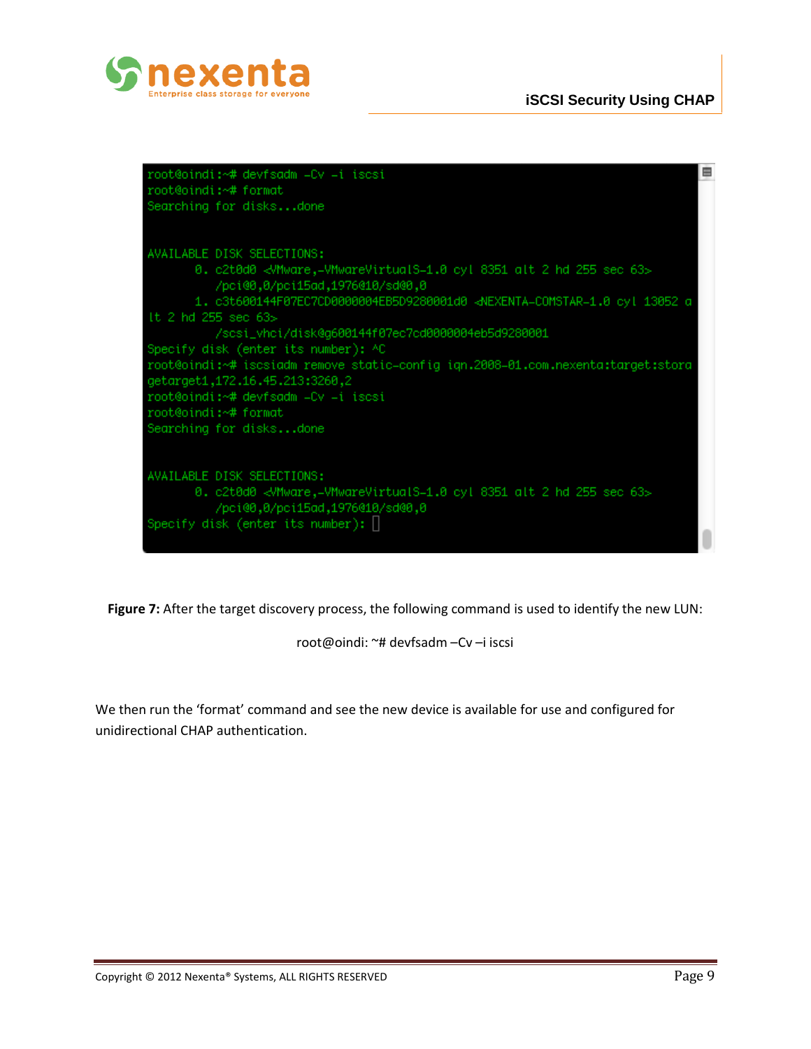```
root@oindi:~# devfsadm -Cv -i iscsi
root@oindi:~# format
Searching for disks...done


AVAILABLE DISK SELECTIONS:
       0. c2t0d0 <VMware,-VMwareVirtualS-1.0 cyl 8351 alt 2 hd 255 sec 63>
          /pci@0,0/pci15ad,1976@10/sd@0,0
       1. c3t600144F07EC7CD0000004EB5D9280001d0 <NEXENTA-COMSTAR-1.0 cyl 13052 a
lt 2 hd 255 sec 63>
          /scsi_vhci/disk@g600144f07ec7cd0000004eb5d9280001
Specify disk (enter its number): ^C
root@oindi:~# iscsiadm remove static-config iqn.2008-01.com.nexenta:target:stora
getarget1,172.16.45.213:3260,2
root@oindi:~# devfsadm -Cv -i iscsi
root@oindi:~# format
Searching for disks...done


AVAILABLE DISK SELECTIONS:
       0. c2t0d0 <VMware,-VMwareVirtualS-1.0 cyl 8351 alt 2 hd 255 sec 63>
          /pci@0,0/pci15ad,1976@10/sd@0,0
Specify disk (enter its number): 
```

**Figure 7:** After the target discovery process, the following command is used to identify the new LUN:

root@oindi: ~# devfsadm –Cv –i iscsi

We then run the 'format' command and see the new device is available for use and configured for unidirectional CHAP authentication.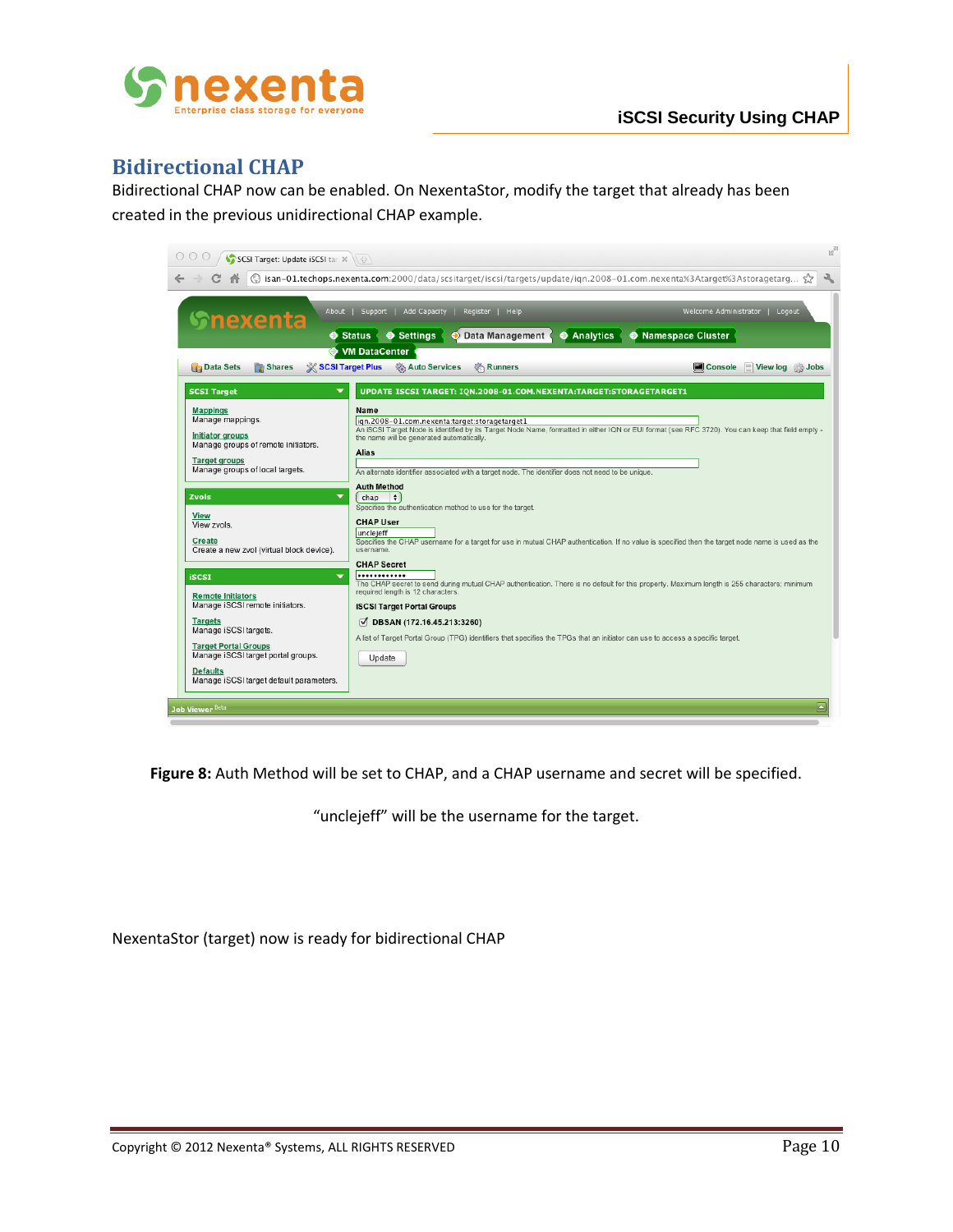## Bidirectional CHAP

Bidirectional CHAP now can be enabled. On NexentaStor, modify the target that already has been created in the previous unidirectional CHAP example.

**Figure 8:** Auth Method will be set to CHAP, and a CHAP username and secret will be specified.

“unclejeff” will be the username for the target.

NexentaStor (target) now is ready for bidirectional CHAP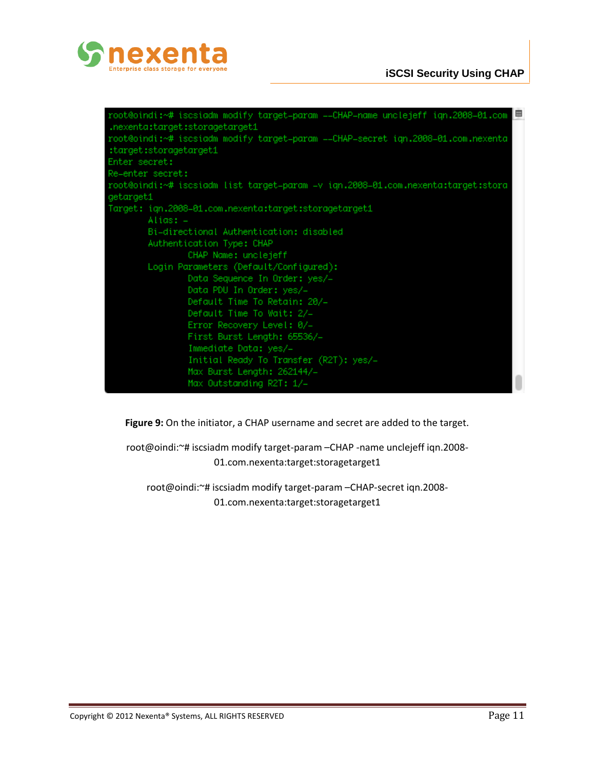```
root@oindi:~# iscsiadm modify target-param --CHAP-name unclejeff iqn.2008-01.com
.nexenta:target:storagetarget1
root@oindi:~# iscsiadm modify target-param --CHAP-secret iqn.2008-01.com.nexenta
:target:storagetarget1
Enter secret:
Re-enter secret:
root@oindi:~# iscsiadm list target-param -v iqn.2008-01.com.nexenta:target:stora
getarget1
Target: iqn.2008-01.com.nexenta:target:storagetarget1
        Alias: -
        Bi-directional Authentication: disabled
        Authentication Type: CHAP
                CHAP Name: unclejeff
        Login Parameters (Default/Configured):
                Data Sequence In Order: yes/-
                Data PDU In Order: yes/-
                Default Time To Retain: 20/-
                Default Time To Wait: 2/-
                Error Recovery Level: 0/-
                First Burst Length: 65536/-
                Immediate Data: yes/-
                Initial Ready To Transfer (R2T): yes/-
                Max Burst Length: 262144/-
                Max Outstanding R2T: 1/-
```

**Figure 9:** On the initiator, a CHAP username and secret are added to the target.

root@oindi:~# iscsiadm modify target-param –CHAP -name unclejeff iqn.2008-01.com.nexenta:target:storagetarget1

root@oindi:~# iscsiadm modify target-param –CHAP-secret iqn.2008-01.com.nexenta:target:storagetarget1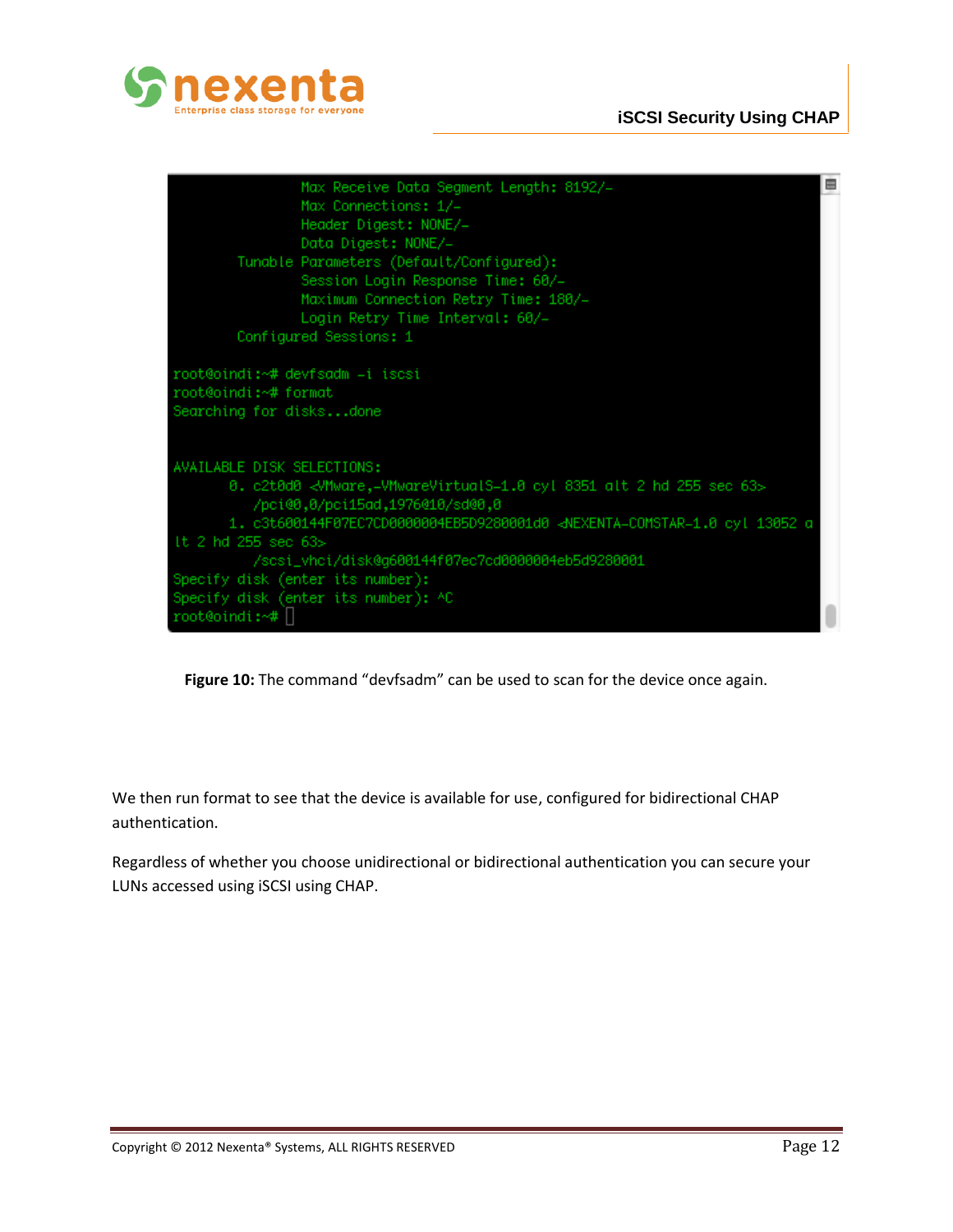```
                Max Receive Data Segment Length: 8192/-
                Max Connections: 1/-
                Header Digest: NONE/-
                Data Digest: NONE/-
        Tunable Parameters (Default/Configured):
                Session Login Response Time: 60/-
                Maximum Connection Retry Time: 180/-
                Login Retry Time Interval: 60/-
        Configured Sessions: 1

root@oindi:~# devfsadm -i iscsi
root@oindi:~# format
Searching for disks...done


AVAILABLE DISK SELECTIONS:
       0. c2t0d0 <VMware,-VMwareVirtualS-1.0 cyl 8351 alt 2 hd 255 sec 63>
          /pci@0,0/pci15ad,1976@10/sd@0,0
       1. c3t600144F07EC7CD0000004EB5D9280001d0 <NEXENTA-COMSTAR-1.0 cyl 13052 a
lt 2 hd 255 sec 63>
          /scsi_vhci/disk@g600144f07ec7cd0000004eb5d9280001
Specify disk (enter its number):
Specify disk (enter its number): ^C
root@oindi:~#
```

**Figure 10:** The command "devfsadm" can be used to scan for the device once again.

We then run format to see that the device is available for use, configured for bidirectional CHAP authentication.

Regardless of whether you choose unidirectional or bidirectional authentication you can secure your LUNs accessed using iSCSI using CHAP.